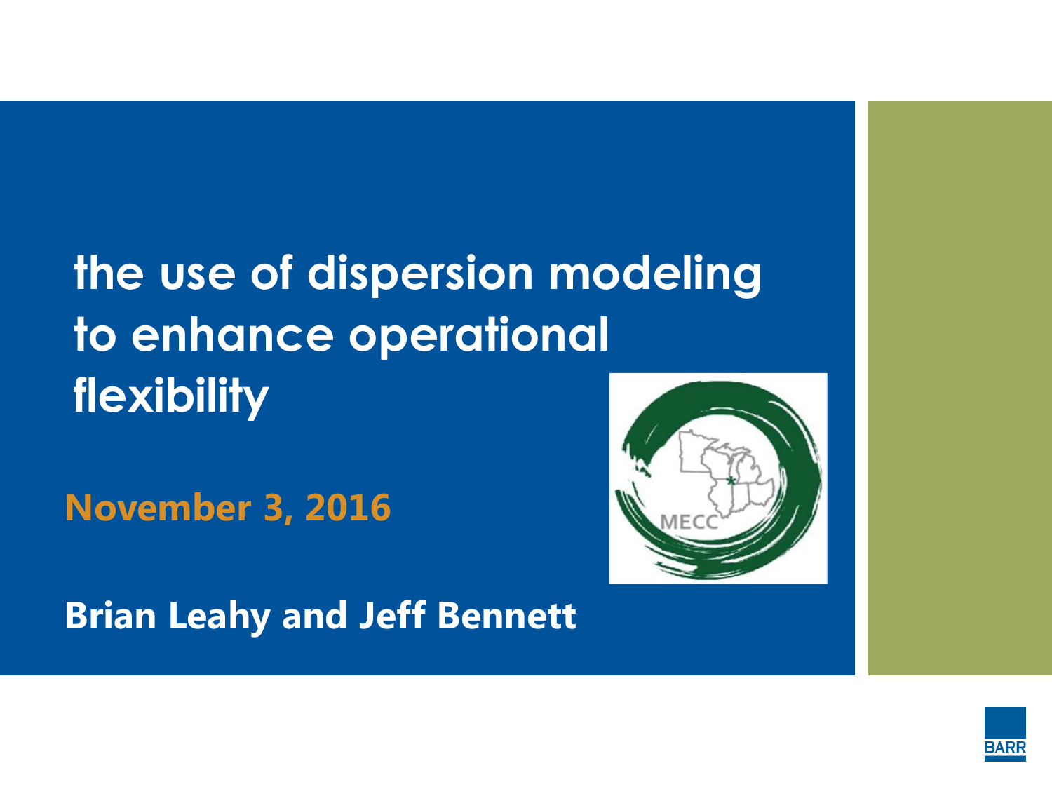# the use of dispersion modeling to enhance operational flexibility

**November 3, 2016**

MECC

**Brian Leahy and Jeff Bennett**

BARR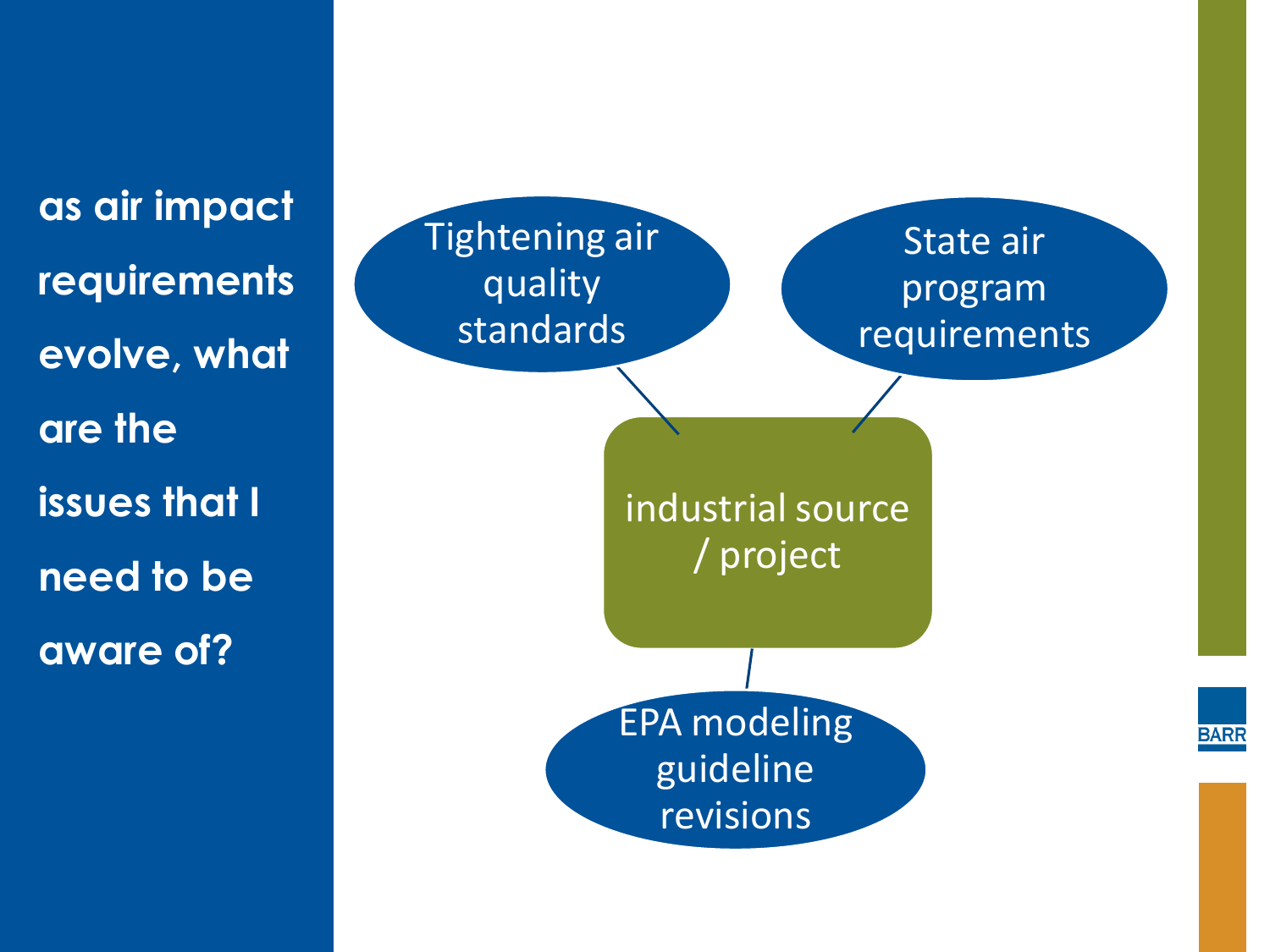**as air impact requirements evolve, what are the issues that I need to be aware of?**

- Tightening air quality standards
- State air program requirements
- industrial source / project
- EPA modeling guideline revisions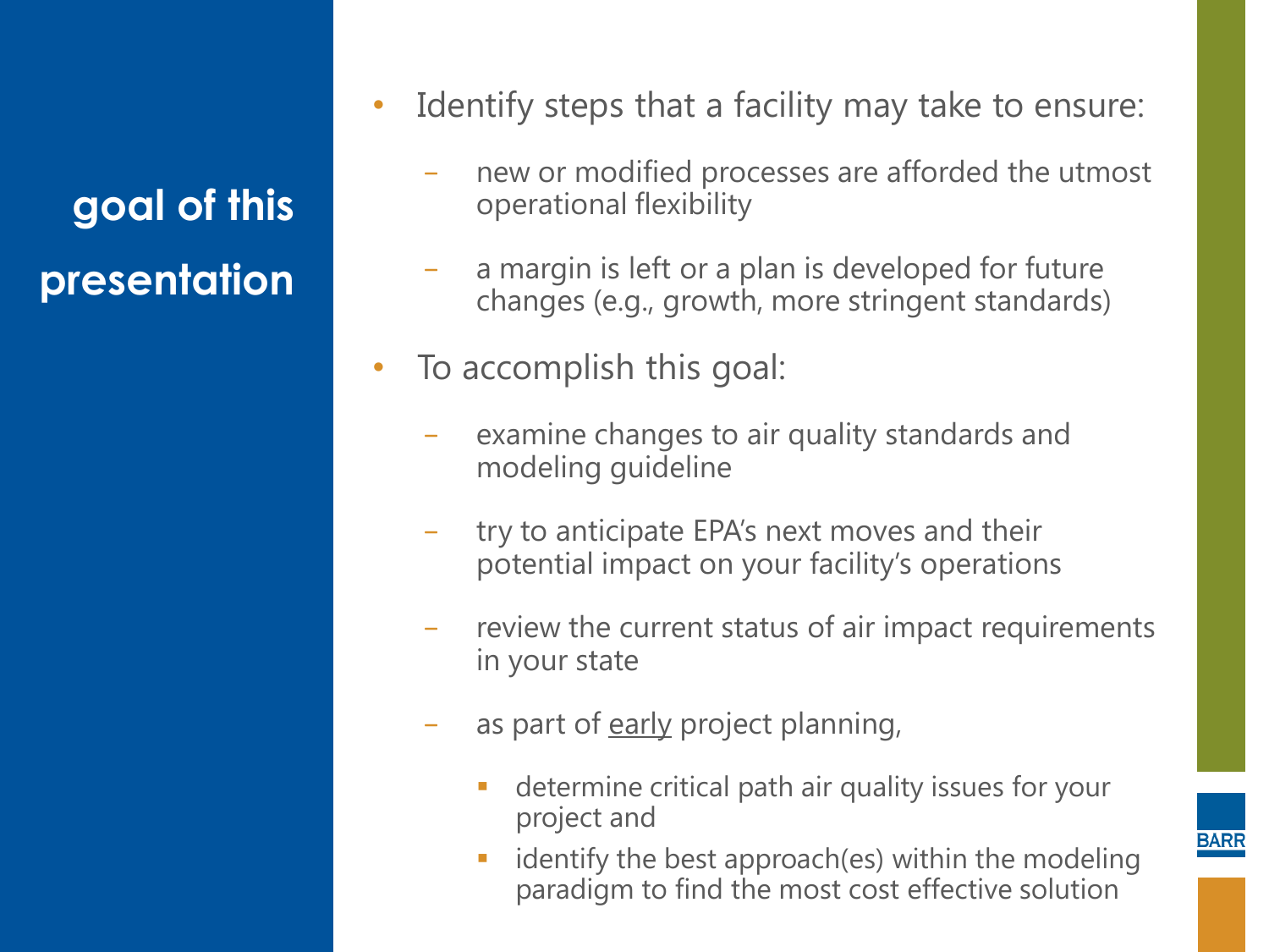## goal of this presentation

- Identify steps that a facility may take to ensure:
  - new or modified processes are afforded the utmost operational flexibility
  - a margin is left or a plan is developed for future changes (e.g., growth, more stringent standards)
- To accomplish this goal:
  - examine changes to air quality standards and modeling guideline
  - try to anticipate EPA's next moves and their potential impact on your facility's operations
  - review the current status of air impact requirements in your state
  - as part of early project planning,
    - determine critical path air quality issues for your project and
    - identify the best approach(es) within the modeling paradigm to find the most cost effective solution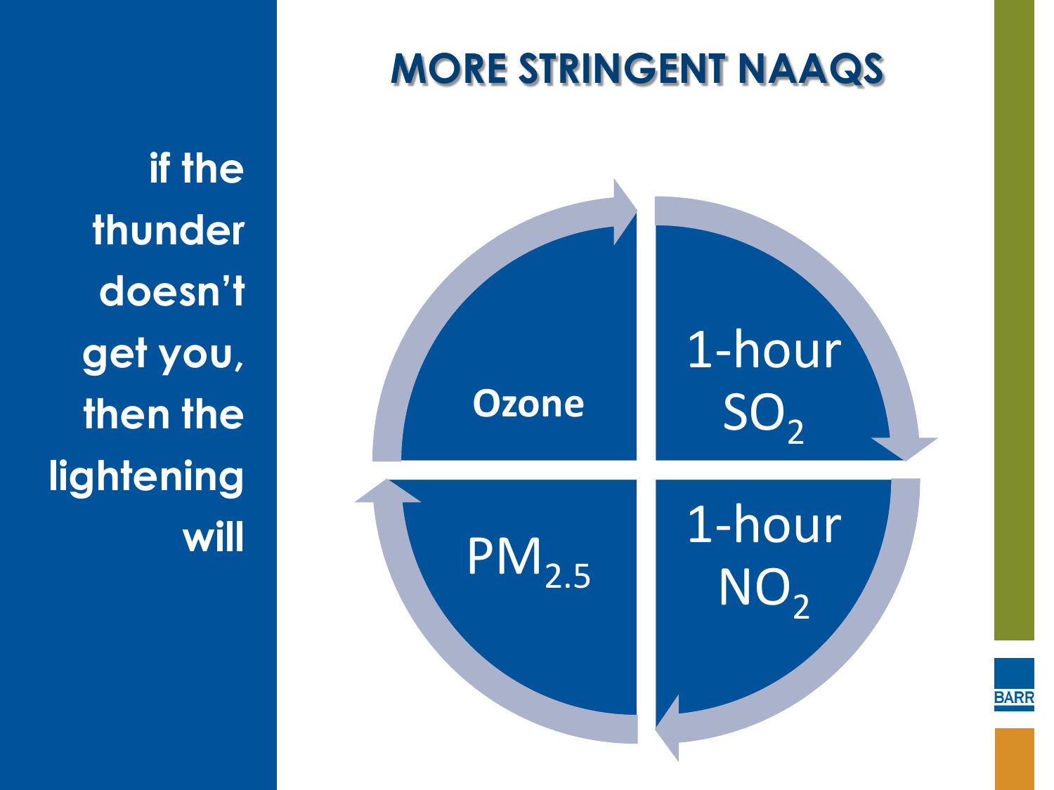# MORE STRINGENT NAAQS

**if the thunder doesn't get you, then the lightening will**

- Ozone
- 1-hour $SO_2$
- 1-hour $NO_2$
- $PM_{2.5}$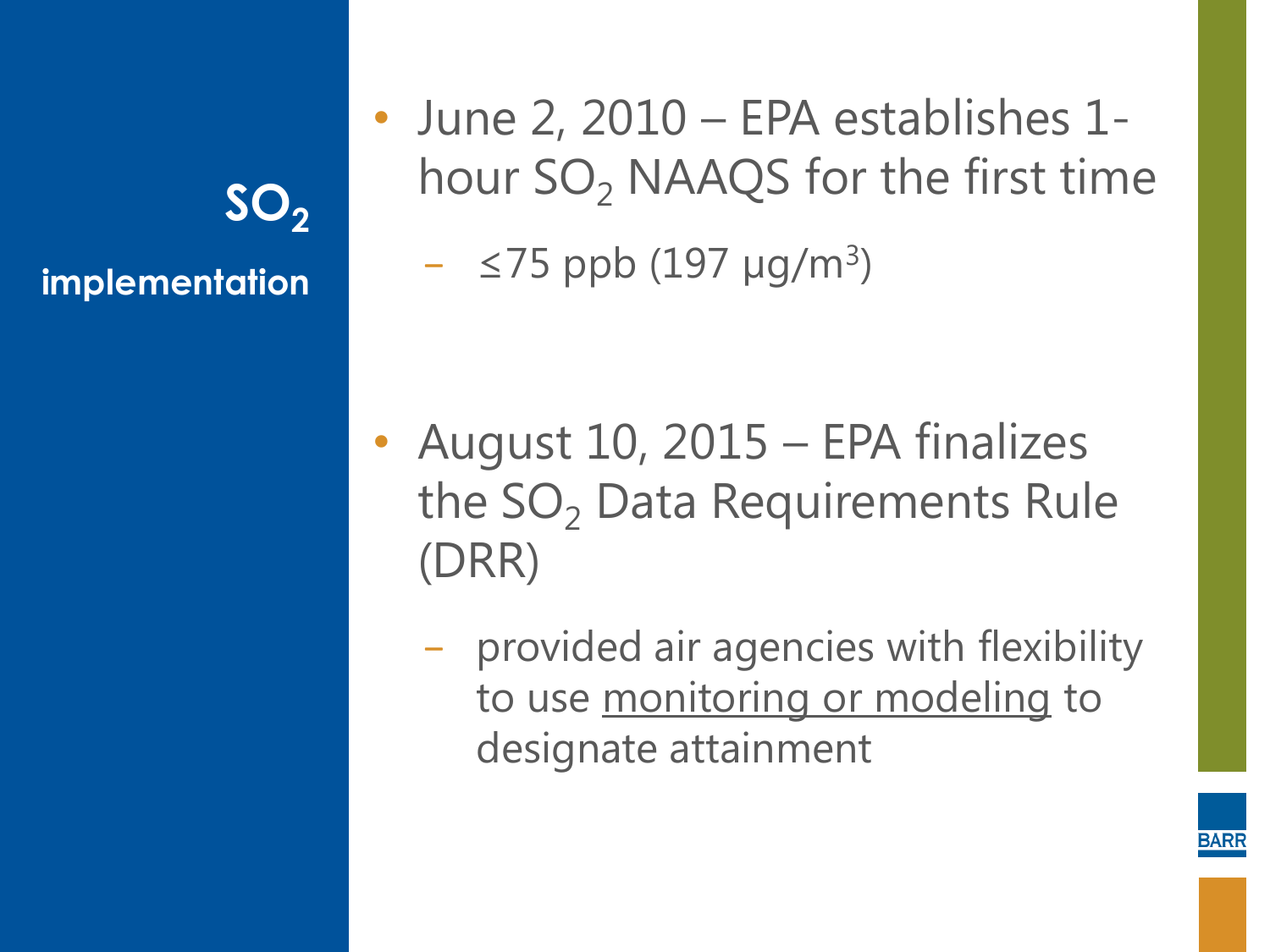# $SO_2$ implementation

- June 2, 2010 – EPA establishes 1-hour $SO_2$ NAAQS for the first time
  - ≤75 ppb (197 μg/$m^3$)

- August 10, 2015 – EPA finalizes the $SO_2$ Data Requirements Rule (DRR)
  - provided air agencies with flexibility to use <u>monitoring or modeling</u> to designate attainment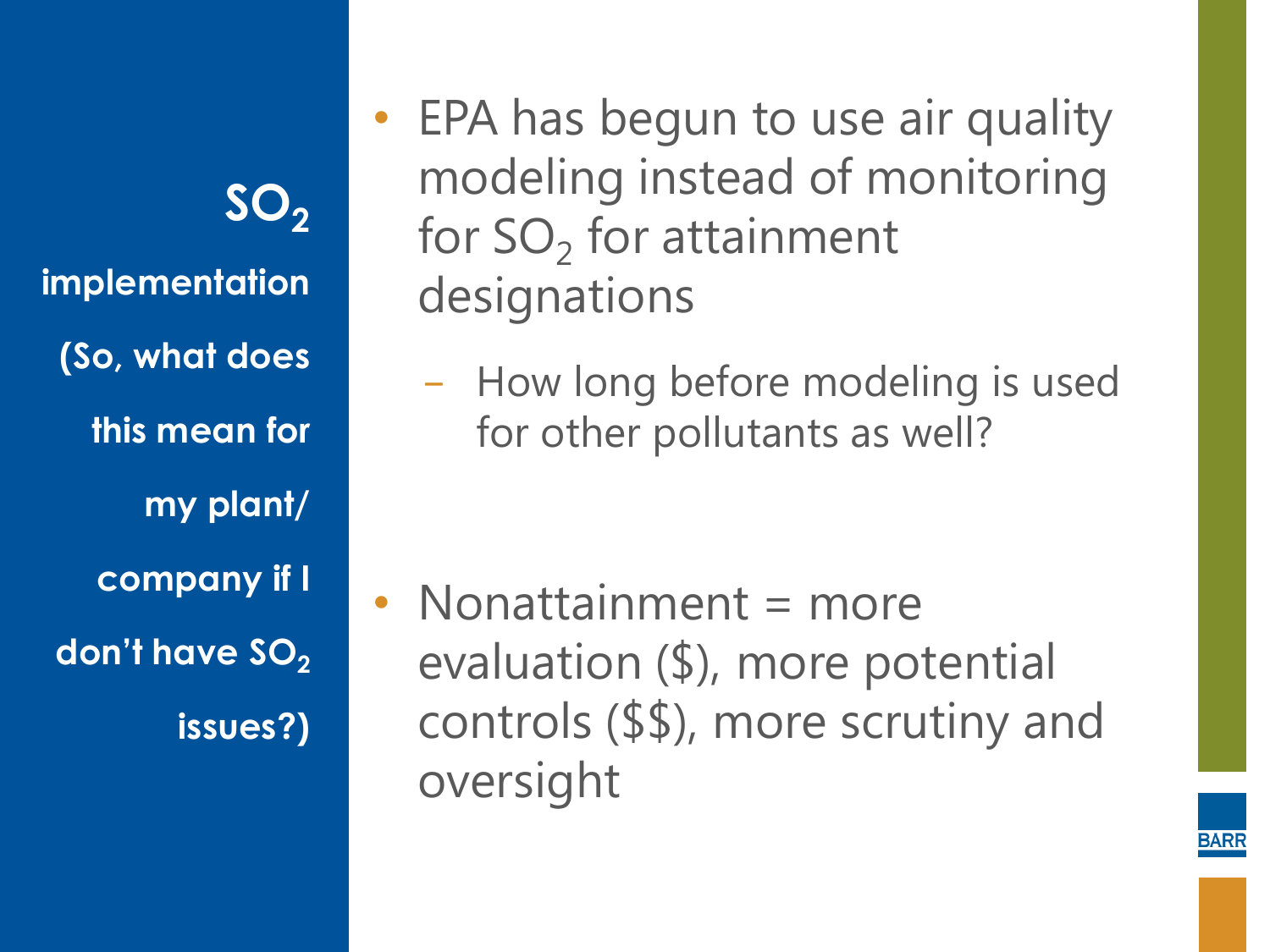## $SO_2$ implementation (So, what does this mean for my plant/ company if I don't have $SO_2$ issues?)

- EPA has begun to use air quality modeling instead of monitoring for $SO_2$ for attainment designations
  - How long before modeling is used for other pollutants as well?
- Nonattainment = more evaluation ($), more potential controls ($$), more scrutiny and oversight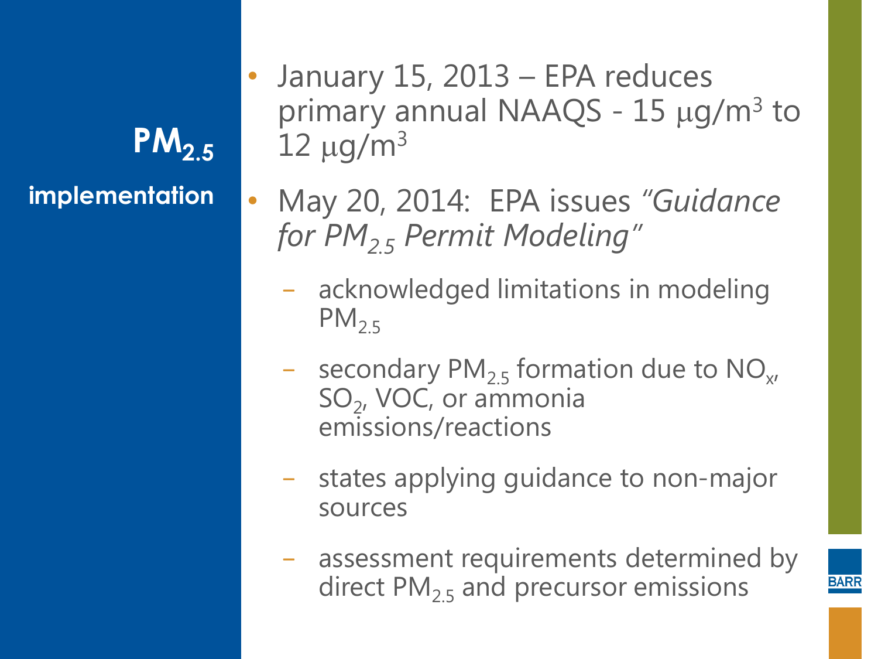## $PM_{2.5}$ implementation

- January 15, 2013 – EPA reduces primary annual NAAQS - 15 $\mu g/m^3$ to 12 $\mu g/m^3$
- May 20, 2014: EPA issues *"Guidance for $PM_{2.5}$ Permit Modeling"*
  - acknowledged limitations in modeling $PM_{2.5}$
  - secondary $PM_{2.5}$ formation due to $NO_x$, $SO_2$, VOC, or ammonia emissions/reactions
  - states applying guidance to non-major sources
  - assessment requirements determined by direct $PM_{2.5}$ and precursor emissions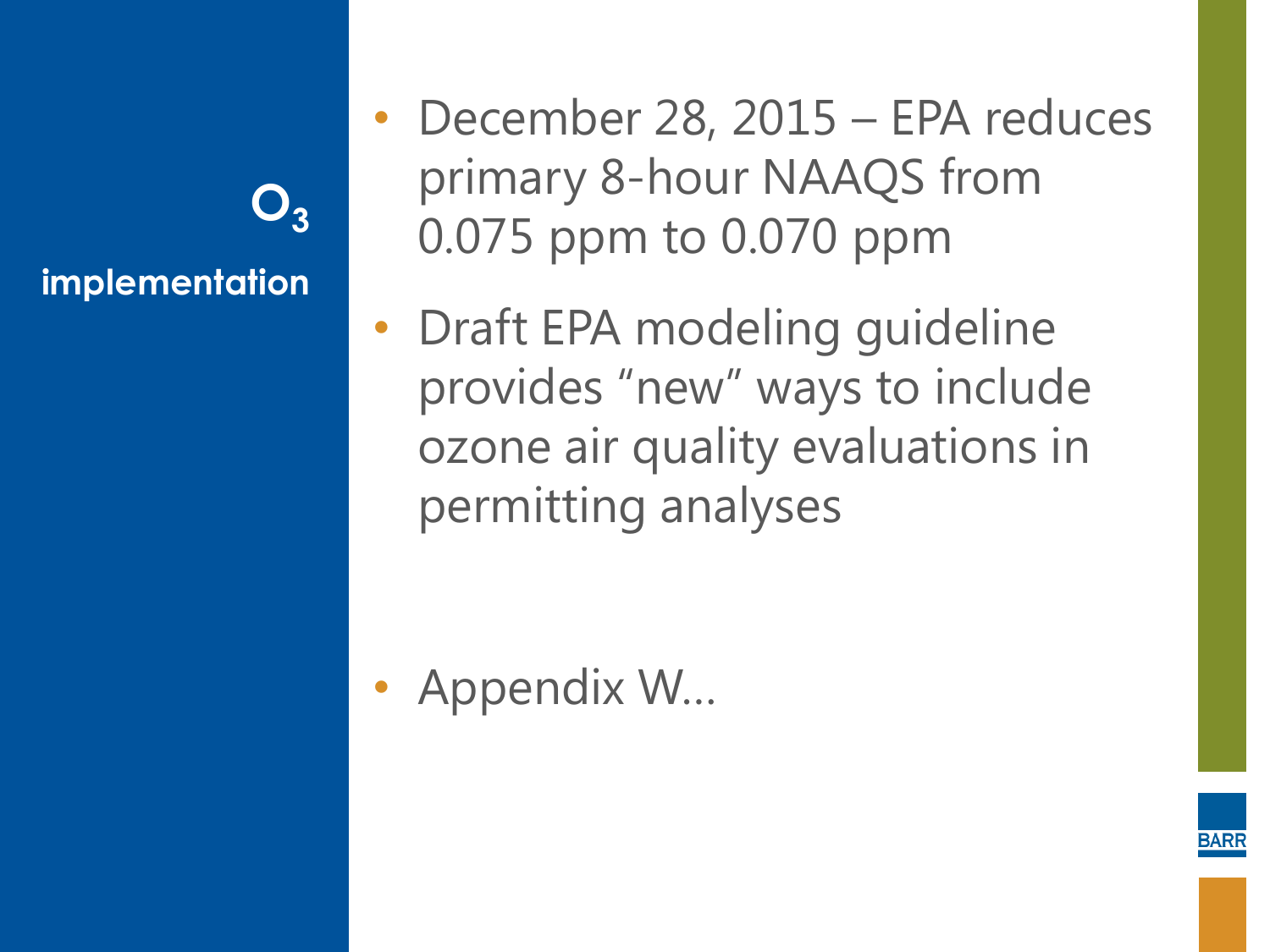## $O_3$ implementation

- December 28, 2015 – EPA reduces primary 8-hour NAAQS from 0.075 ppm to 0.070 ppm
- Draft EPA modeling guideline provides "new" ways to include ozone air quality evaluations in permitting analyses
- Appendix W…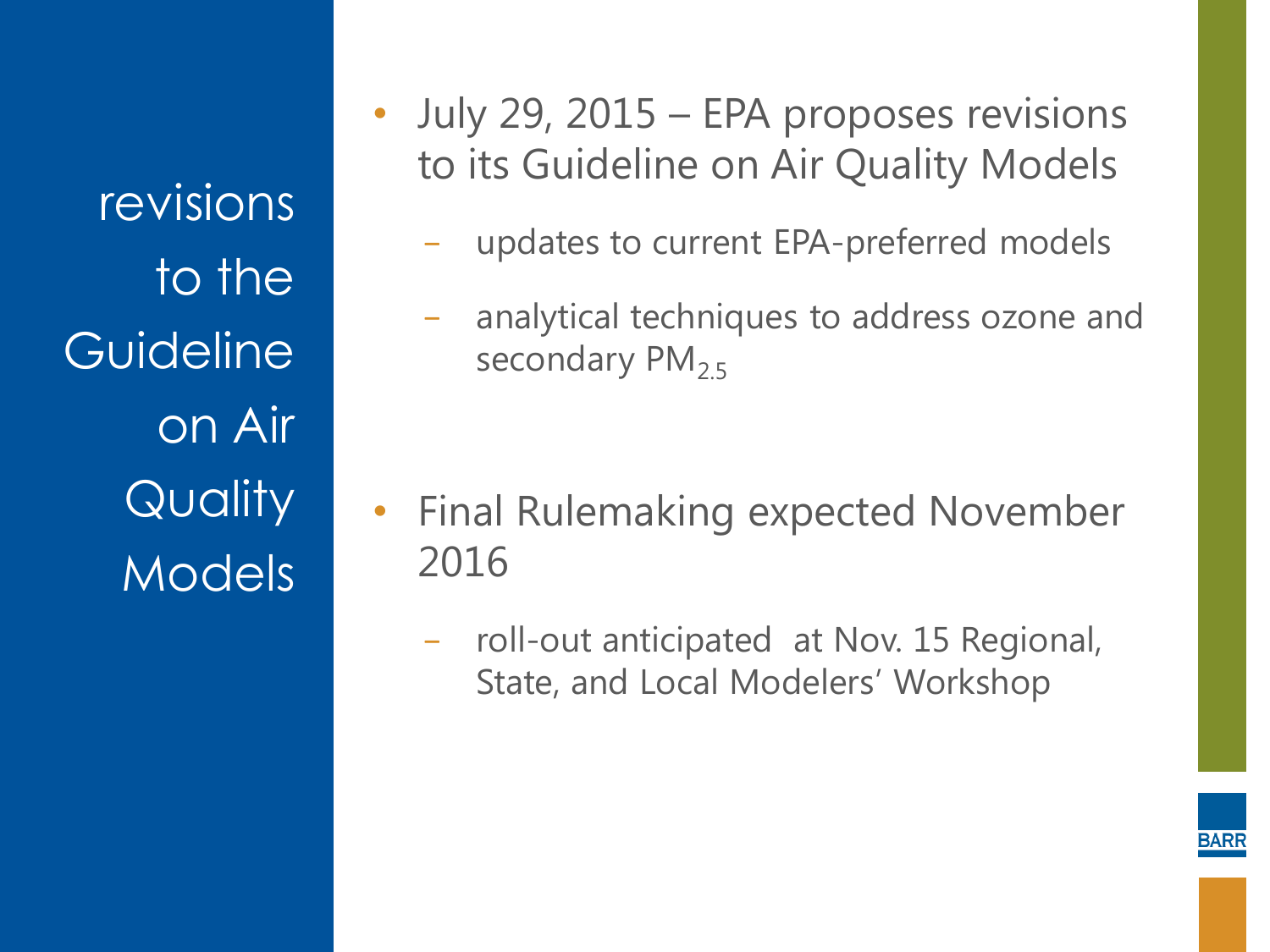# revisions to the Guideline on Air Quality Models

- July 29, 2015 – EPA proposes revisions to its Guideline on Air Quality Models
  - updates to current EPA-preferred models
  - analytical techniques to address ozone and secondary $PM_{2.5}$

- Final Rulemaking expected November 2016
  - roll-out anticipated at Nov. 15 Regional, State, and Local Modelers' Workshop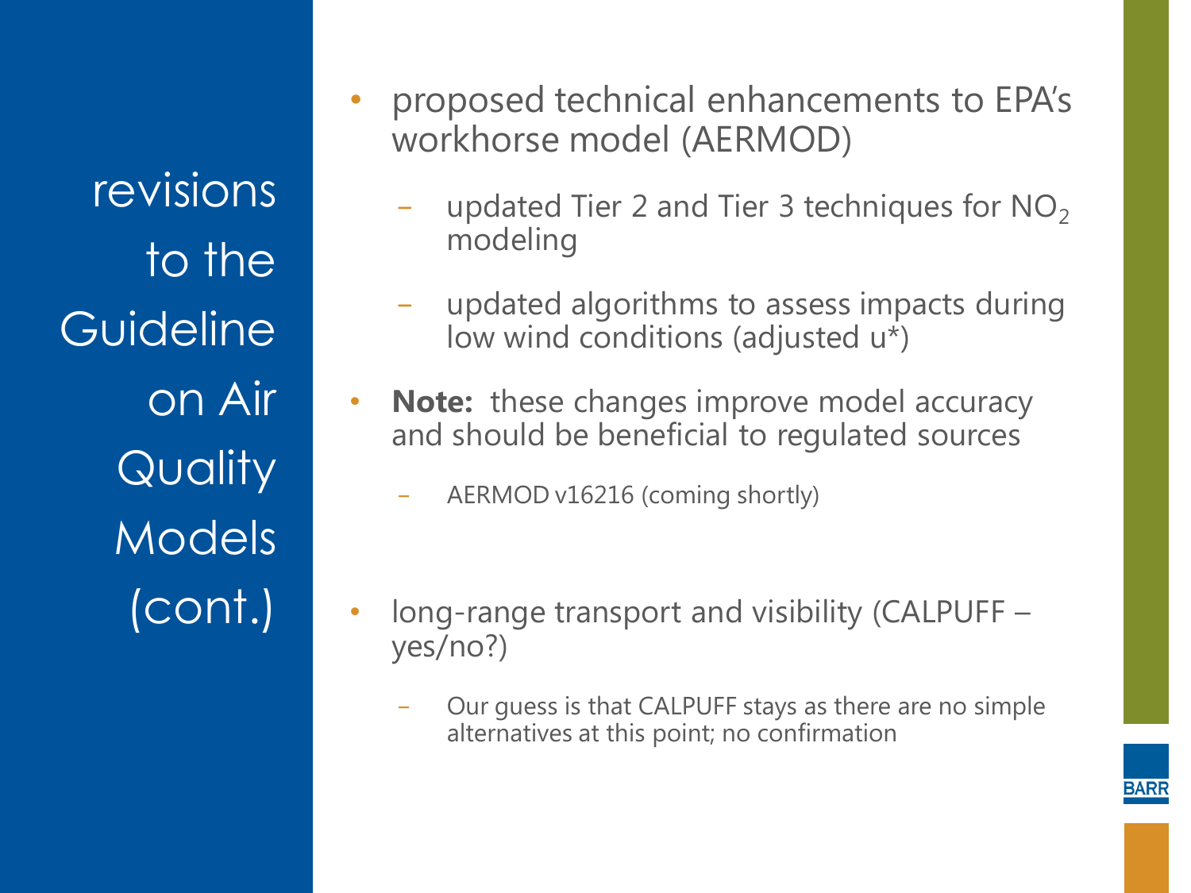# revisions to the Guideline on Air Quality Models (cont.)

- proposed technical enhancements to EPA's workhorse model (AERMOD)
  - updated Tier 2 and Tier 3 techniques for $NO_2$ modeling
  - updated algorithms to assess impacts during low wind conditions (adjusted u*)
- **Note:** these changes improve model accuracy and should be beneficial to regulated sources
  - AERMOD v16216 (coming shortly)
- long-range transport and visibility (CALPUFF – yes/no?)
  - Our guess is that CALPUFF stays as there are no simple alternatives at this point; no confirmation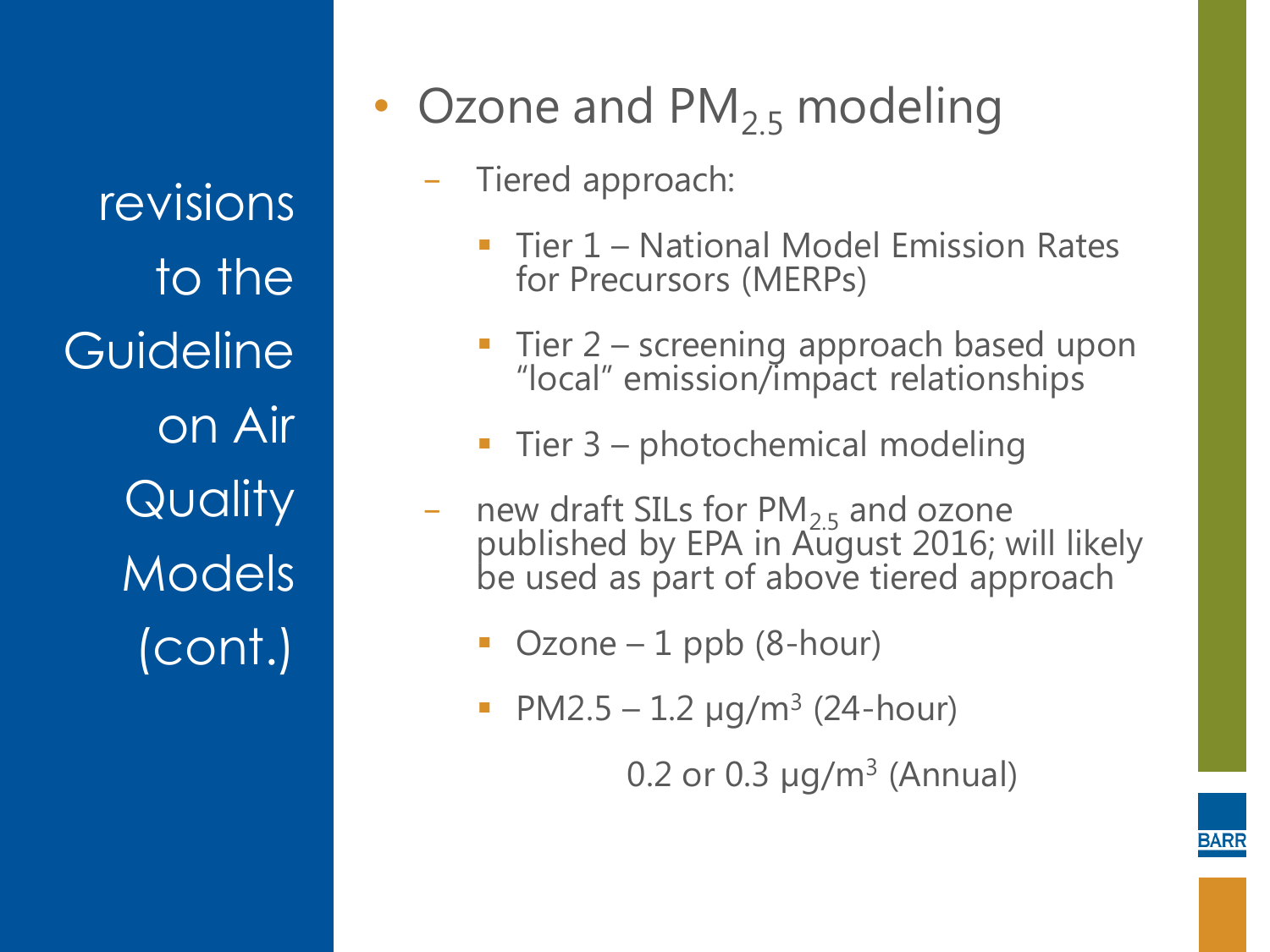# revisions to the Guideline on Air Quality Models (cont.)

- Ozone and $PM_{2.5}$ modeling
  - Tiered approach:
    - Tier 1 – National Model Emission Rates for Precursors (MERPs)
    - Tier 2 – screening approach based upon “local” emission/impact relationships
    - Tier 3 – photochemical modeling
  - new draft SILs for $PM_{2.5}$ and ozone published by EPA in August 2016; will likely be used as part of above tiered approach
    - Ozone – 1 ppb (8-hour)
    - PM2.5 – 1.2 μg/m$^3$ (24-hour)

      0.2 or 0.3 μg/m$^3$ (Annual)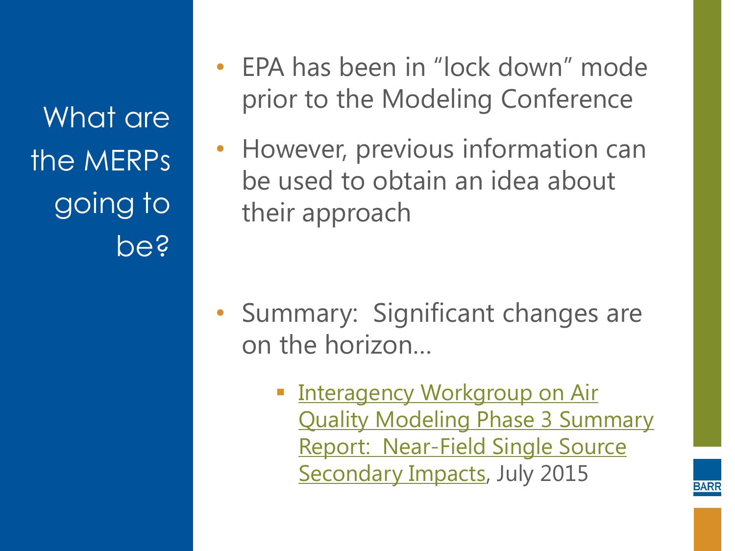# What are the MERPs going to be?

- EPA has been in “lock down” mode prior to the Modeling Conference
- However, previous information can be used to obtain an idea about their approach

- Summary: Significant changes are on the horizon…
  - Interagency Workgroup on Air Quality Modeling Phase 3 Summary Report: Near-Field Single Source Secondary Impacts, July 2015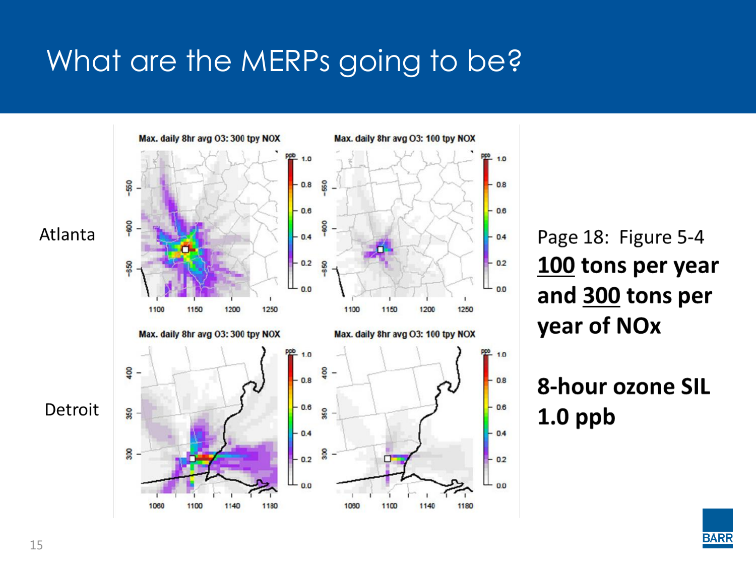# What are the MERPs going to be?

Atlanta

Detroit

Page 18: Figure 5-4

**100 tons per year and 300 tons per year of NOx**

**8-hour ozone SIL 1.0 ppb**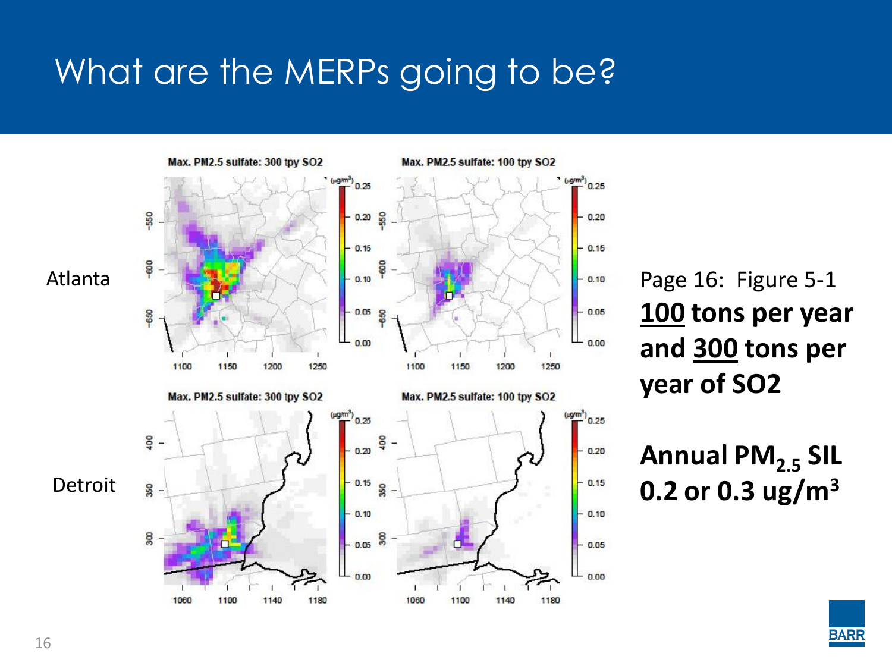# What are the MERPs going to be?

Atlanta

Max. PM2.5 sulfate: 300 tpy SO2

Max. PM2.5 sulfate: 100 tpy SO2

Detroit

Max. PM2.5 sulfate: 300 tpy SO2

Max. PM2.5 sulfate: 100 tpy SO2

Page 16: Figure 5-1

**100 tons per year and 300 tons per year of SO2**

**Annual $PM_{2.5}$ SIL 0.2 or 0.3 ug/$m^3$**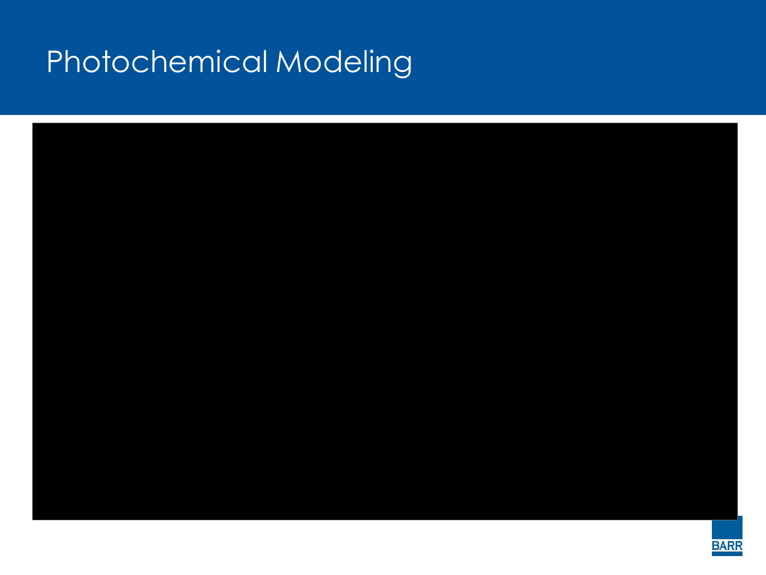# Photochemical Modeling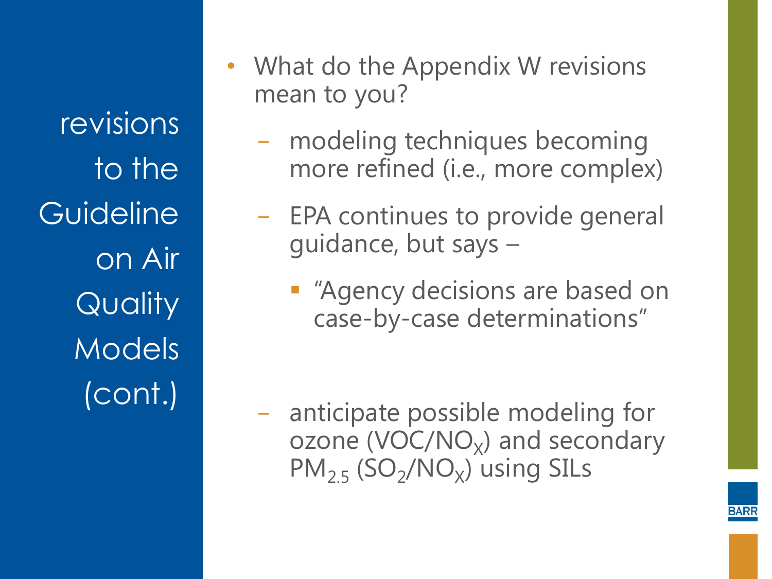# revisions to the Guideline on Air Quality Models (cont.)

- What do the Appendix W revisions mean to you?
  - modeling techniques becoming more refined (i.e., more complex)
  - EPA continues to provide general guidance, but says –
    - "Agency decisions are based on case-by-case determinations"
  - anticipate possible modeling for ozone (VOC/$NO_X$) and secondary $PM_{2.5}$ ($SO_2$/$NO_X$) using SILs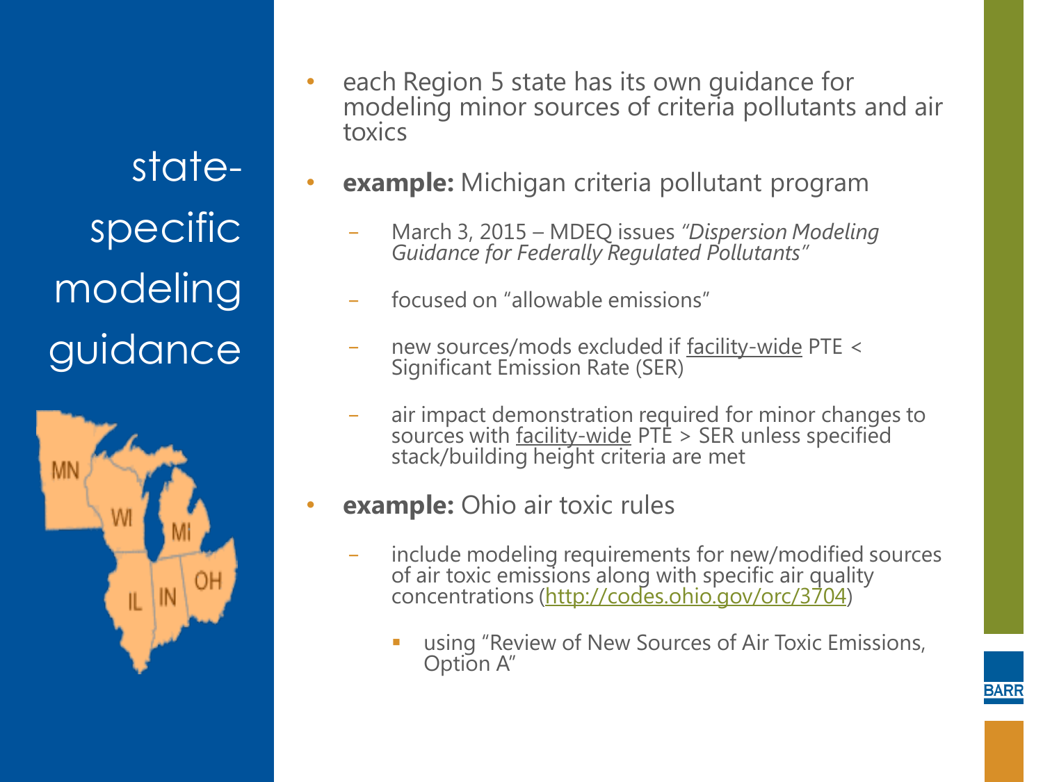# state-specific modeling guidance

- each Region 5 state has its own guidance for modeling minor sources of criteria pollutants and air toxics
- **example:** Michigan criteria pollutant program
  - March 3, 2015 – MDEQ issues *"Dispersion Modeling Guidance for Federally Regulated Pollutants"*
  - focused on "allowable emissions"
  - new sources/mods excluded if facility-wide PTE < Significant Emission Rate (SER)
  - air impact demonstration required for minor changes to sources with facility-wide PTE > SER unless specified stack/building height criteria are met
- **example:** Ohio air toxic rules
  - include modeling requirements for new/modified sources of air toxic emissions along with specific air quality concentrations (http://codes.ohio.gov/orc/3704)
    - using "Review of New Sources of Air Toxic Emissions, Option A"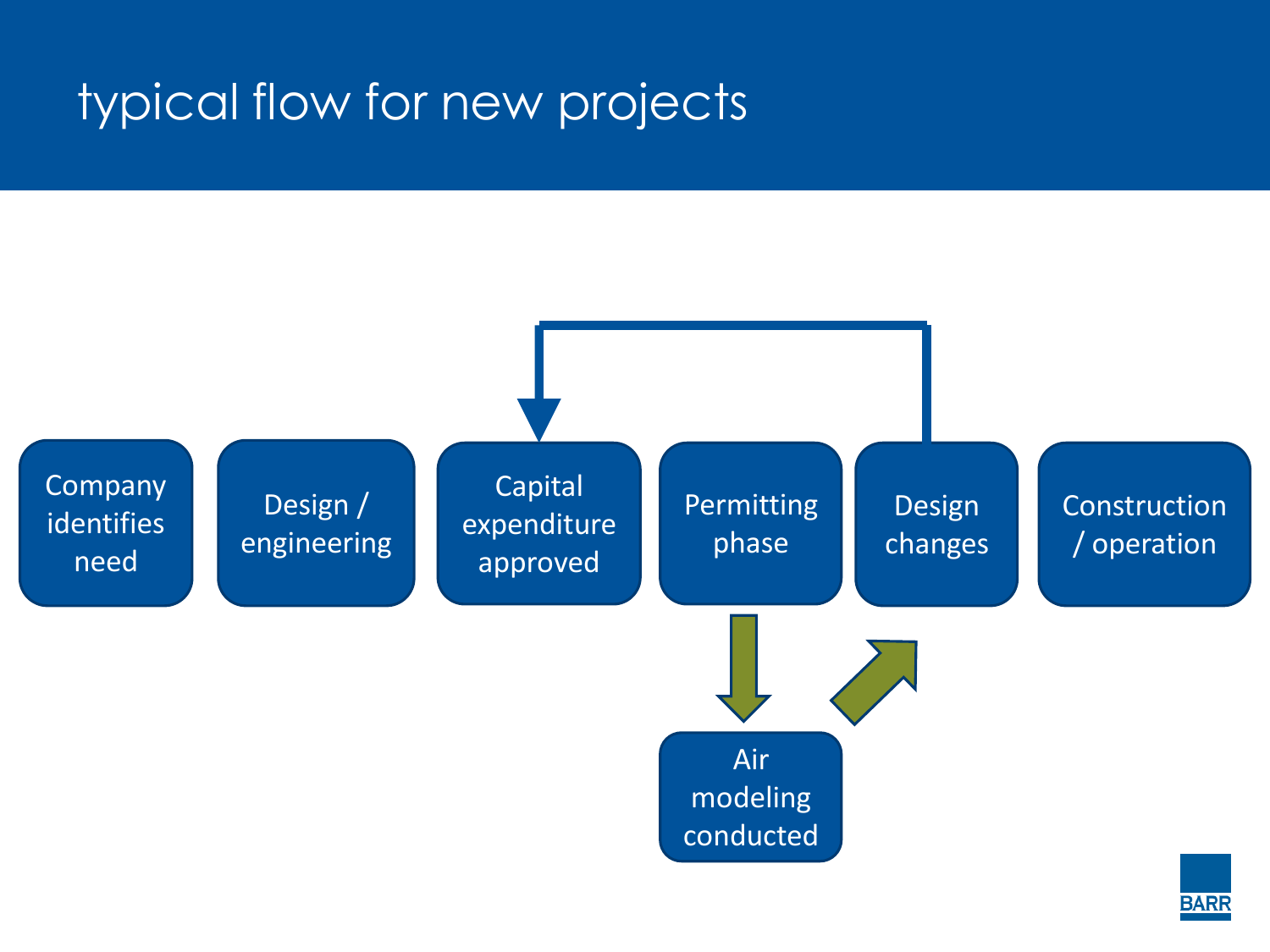# typical flow for new projects

- Company identifies need
- Design / engineering
- Capital expenditure approved
- Permitting phase
- Design changes
- Construction / operation

Air modeling conducted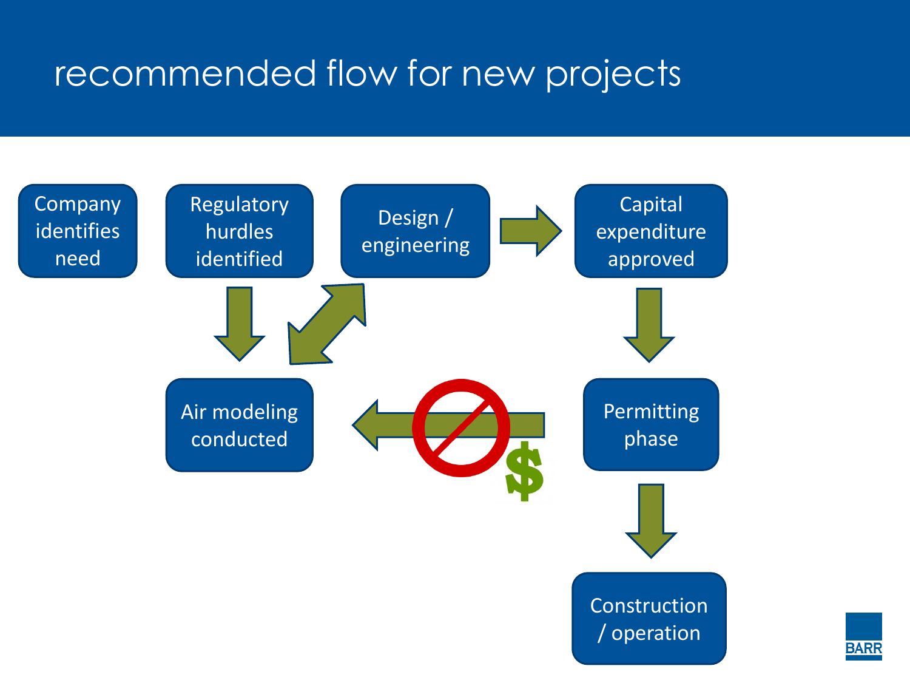# recommended flow for new projects

Company identifies need

Regulatory hurdles identified

Design / engineering

Capital expenditure approved

Air modeling conducted

Permitting phase

Construction / operation

$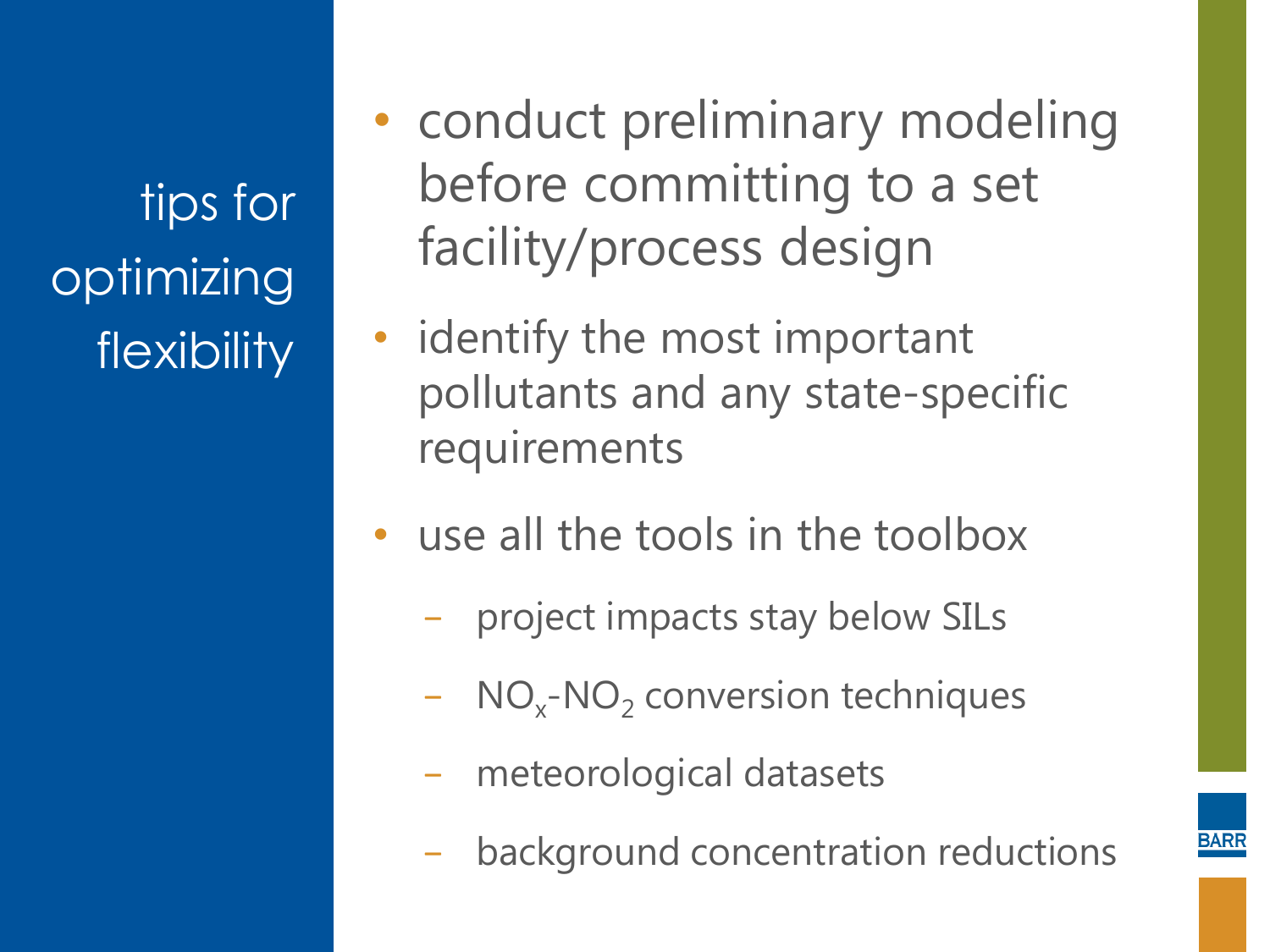# tips for optimizing flexibility

- conduct preliminary modeling before committing to a set facility/process design
- identify the most important pollutants and any state-specific requirements
- use all the tools in the toolbox
  - project impacts stay below SILs
  - $NO_x$-$NO_2$ conversion techniques
  - meteorological datasets
  - background concentration reductions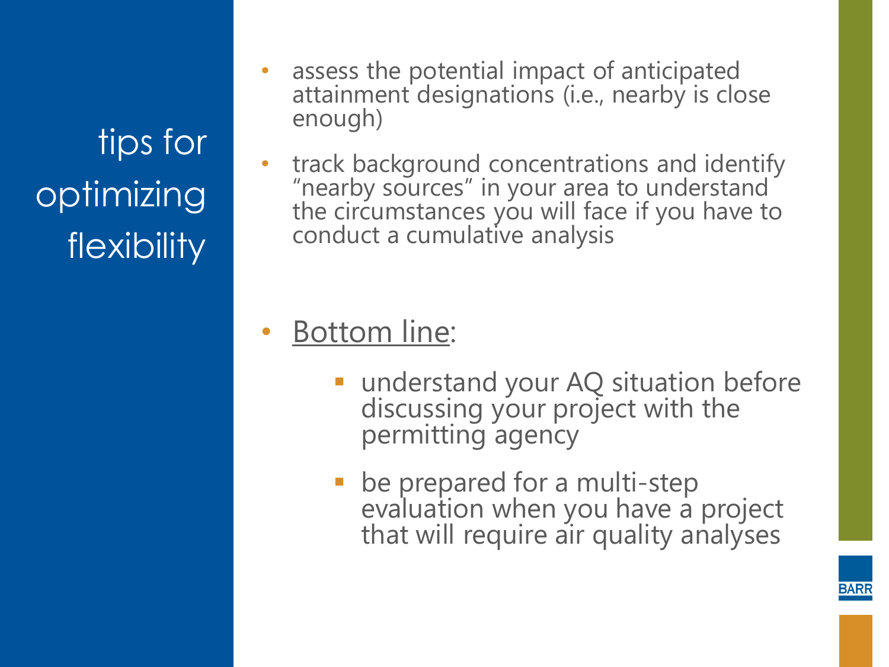# tips for optimizing flexibility

- assess the potential impact of anticipated attainment designations (i.e., nearby is close enough)
- track background concentrations and identify "nearby sources" in your area to understand the circumstances you will face if you have to conduct a cumulative analysis

- Bottom line:
  - understand your AQ situation before discussing your project with the permitting agency
  - be prepared for a multi-step evaluation when you have a project that will require air quality analyses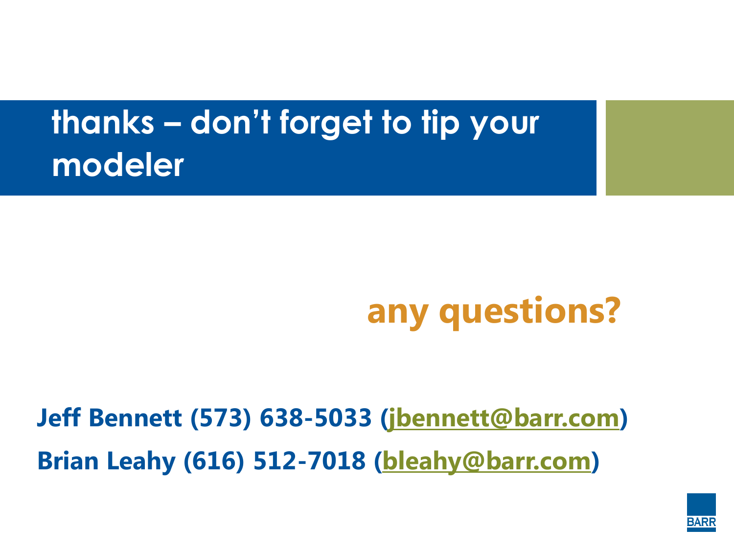# thanks – don't forget to tip your modeler

## any questions?

**Jeff Bennett (573) 638-5033 (jbennett@barr.com)**

**Brian Leahy (616) 512-7018 (bleahy@barr.com)**

BARR